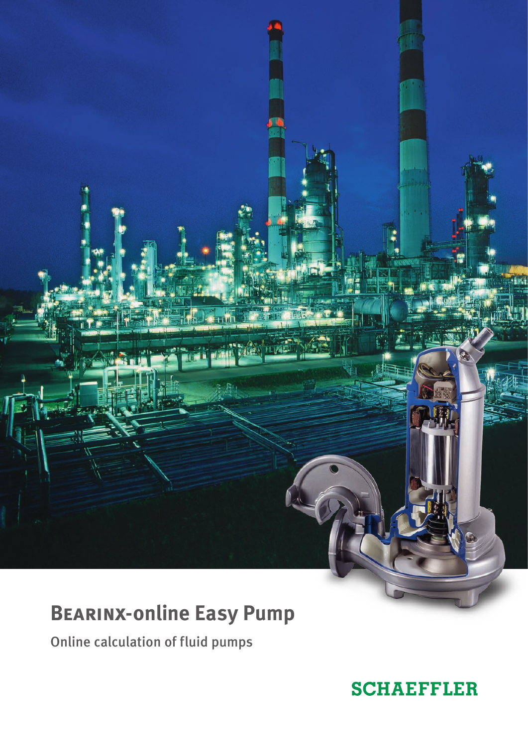# BEARINX-online Easy Pump

Online calculation of fluid pumps

SCHAEFFLER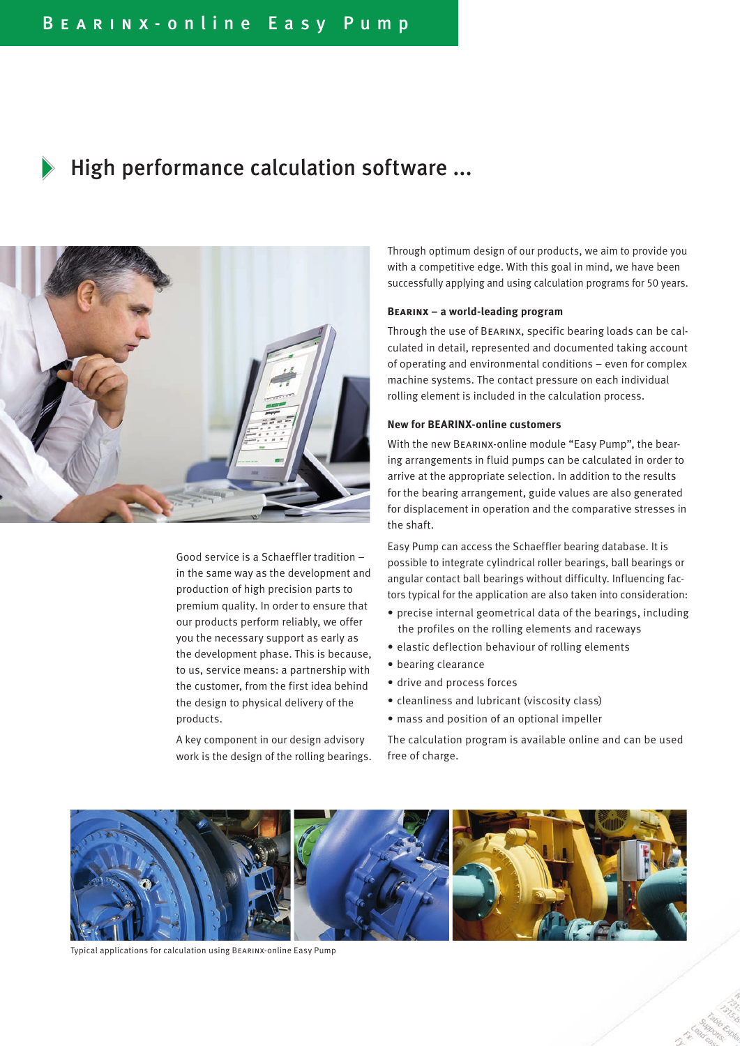# High performance calculation software ...

Good service is a Schaeffler tradition – in the same way as the development and production of high precision parts to premium quality. In order to ensure that our products perform reliably, we offer you the necessary support as early as the development phase. This is because, to us, service means: a partnership with the customer, from the first idea behind the design to physical delivery of the products.

A key component in our design advisory work is the design of the rolling bearings.

Through optimum design of our products, we aim to provide you with a competitive edge. With this goal in mind, we have been successfully applying and using calculation programs for 50 years.

### BEARINX – a world-leading program

Through the use of BEARINX, specific bearing loads can be calculated in detail, represented and documented taking account of operating and environmental conditions – even for complex machine systems. The contact pressure on each individual rolling element is included in the calculation process.

### New for BEARINX-online customers

With the new BEARINX-online module "Easy Pump", the bearing arrangements in fluid pumps can be calculated in order to arrive at the appropriate selection. In addition to the results for the bearing arrangement, guide values are also generated for displacement in operation and the comparative stresses in the shaft.

Easy Pump can access the Schaeffler bearing database. It is possible to integrate cylindrical roller bearings, ball bearings or angular contact ball bearings without difficulty. Influencing factors typical for the application are also taken into consideration:

- precise internal geometrical data of the bearings, including the profiles on the rolling elements and raceways
- elastic deflection behaviour of rolling elements
- bearing clearance
- drive and process forces
- cleanliness and lubricant (viscosity class)
- mass and position of an optional impeller

The calculation program is available online and can be used free of charge.

Typical applications for calculation using BEARINX-online Easy Pump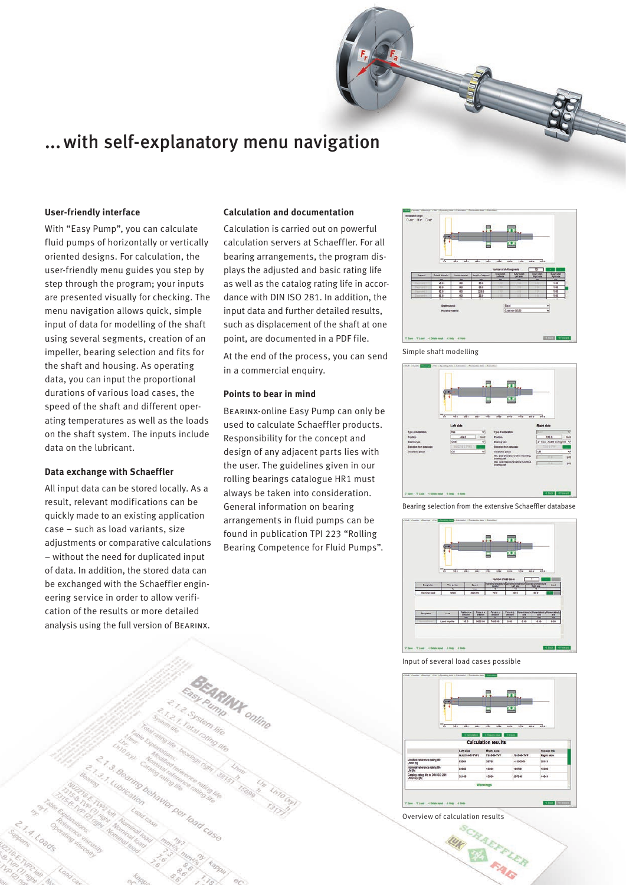# ... with self-explanatory menu navigation

### User-friendly interface

With “Easy Pump”, you can calculate fluid pumps of horizontally or vertically oriented designs. For calculation, the user-friendly menu guides you step by step through the program; your inputs are presented visually for checking. The menu navigation allows quick, simple input of data for modelling of the shaft using several segments, creation of an impeller, bearing selection and fits for the shaft and housing. As operating data, you can input the proportional durations of various load cases, the speed of the shaft and different operating temperatures as well as the loads on the shaft system. The inputs include data on the lubricant.

### Data exchange with Schaeffler

All input data can be stored locally. As a result, relevant modifications can be quickly made to an existing application case – such as load variants, size adjustments or comparative calculations – without the need for duplicated input of data. In addition, the stored data can be exchanged with the Schaeffler engineering service in order to allow verification of the results or more detailed analysis using the full version of BEARINX.

### Calculation and documentation

Calculation is carried out on powerful calculation servers at Schaeffler. For all bearing arrangements, the program displays the adjusted and basic rating life as well as the catalog rating life in accordance with DIN ISO 281. In addition, the input data and further detailed results, such as displacement of the shaft at one point, are documented in a PDF file.

At the end of the process, you can send in a commercial enquiry.

### Points to bear in mind

BEARINX-online Easy Pump can only be used to calculate Schaeffler products. Responsibility for the concept and design of any adjacent parts lies with the user. The guidelines given in our rolling bearings catalogue HR1 must always be taken into consideration. General information on bearing arrangements in fluid pumps can be found in publication TPI 223 “Rolling Bearing Competence for Fluid Pumps”.

Simple shaft modelling

Bearing selection from the extensive Schaeffler database

Input of several load cases possible

Overview of calculation results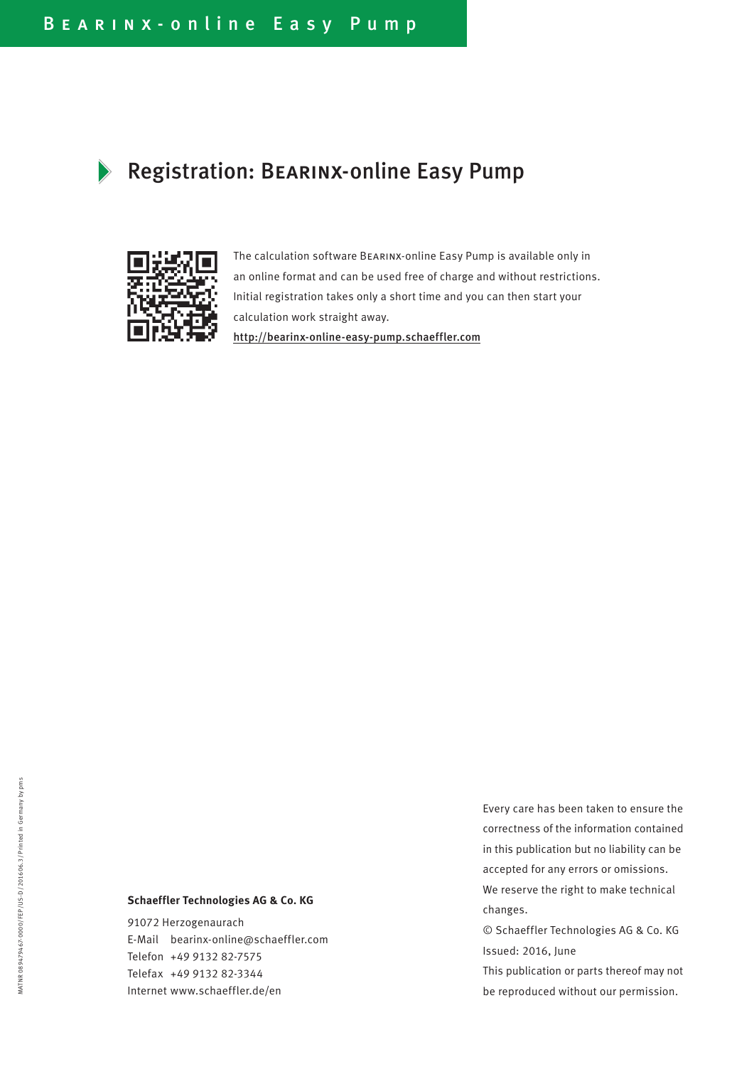## Registration: BEARINX-online Easy Pump

The calculation software BEARINX-online Easy Pump is available only in an online format and can be used free of charge and without restrictions. Initial registration takes only a short time and you can then start your calculation work straight away.

http://bearinx-online-easy-pump.schaeffler.com

MATNR 089479467-0000 / FEP / US-D / 2016063 / Printed in Germany by pms

**Schaeffler Technologies AG & Co. KG**

91072 Herzogenaurach
E-Mail bearinx-online@schaeffler.com
Telefon +49 9132 82-7575
Telefax +49 9132 82-3344
Internet www.schaeffler.de/en

Every care has been taken to ensure the correctness of the information contained in this publication but no liability can be accepted for any errors or omissions. We reserve the right to make technical changes.
© Schaeffler Technologies AG & Co. KG
Issued: 2016, June
This publication or parts thereof may not be reproduced without our permission.